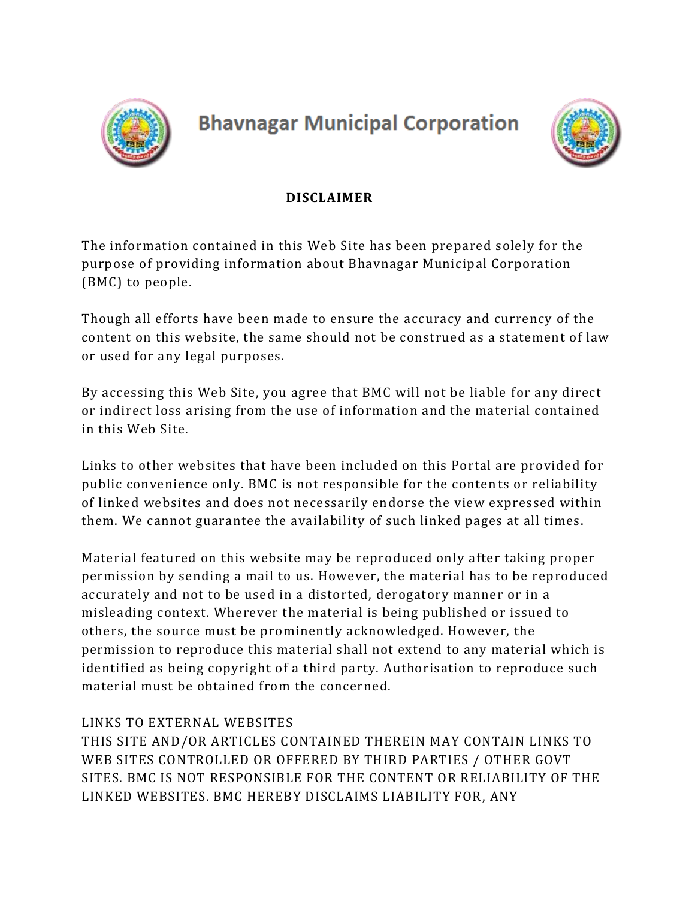# Bhavnagar Municipal Corporation

## DISCLAIMER

The information contained in this Web Site has been prepared solely for the purpose of providing information about Bhavnagar Municipal Corporation (BMC) to people.

Though all efforts have been made to ensure the accuracy and currency of the content on this website, the same should not be construed as a statement of law or used for any legal purposes.

By accessing this Web Site, you agree that BMC will not be liable for any direct or indirect loss arising from the use of information and the material contained in this Web Site.

Links to other websites that have been included on this Portal are provided for public convenience only. BMC is not responsible for the contents or reliability of linked websites and does not necessarily endorse the view expressed within them. We cannot guarantee the availability of such linked pages at all times.

Material featured on this website may be reproduced only after taking proper permission by sending a mail to us. However, the material has to be reproduced accurately and not to be used in a distorted, derogatory manner or in a misleading context. Wherever the material is being published or issued to others, the source must be prominently acknowledged. However, the permission to reproduce this material shall not extend to any material which is identified as being copyright of a third party. Authorisation to reproduce such material must be obtained from the concerned.

LINKS TO EXTERNAL WEBSITES

THIS SITE AND/OR ARTICLES CONTAINED THEREIN MAY CONTAIN LINKS TO WEB SITES CONTROLLED OR OFFERED BY THIRD PARTIES / OTHER GOVT SITES. BMC IS NOT RESPONSIBLE FOR THE CONTENT OR RELIABILITY OF THE LINKED WEBSITES. BMC HEREBY DISCLAIMS LIABILITY FOR, ANY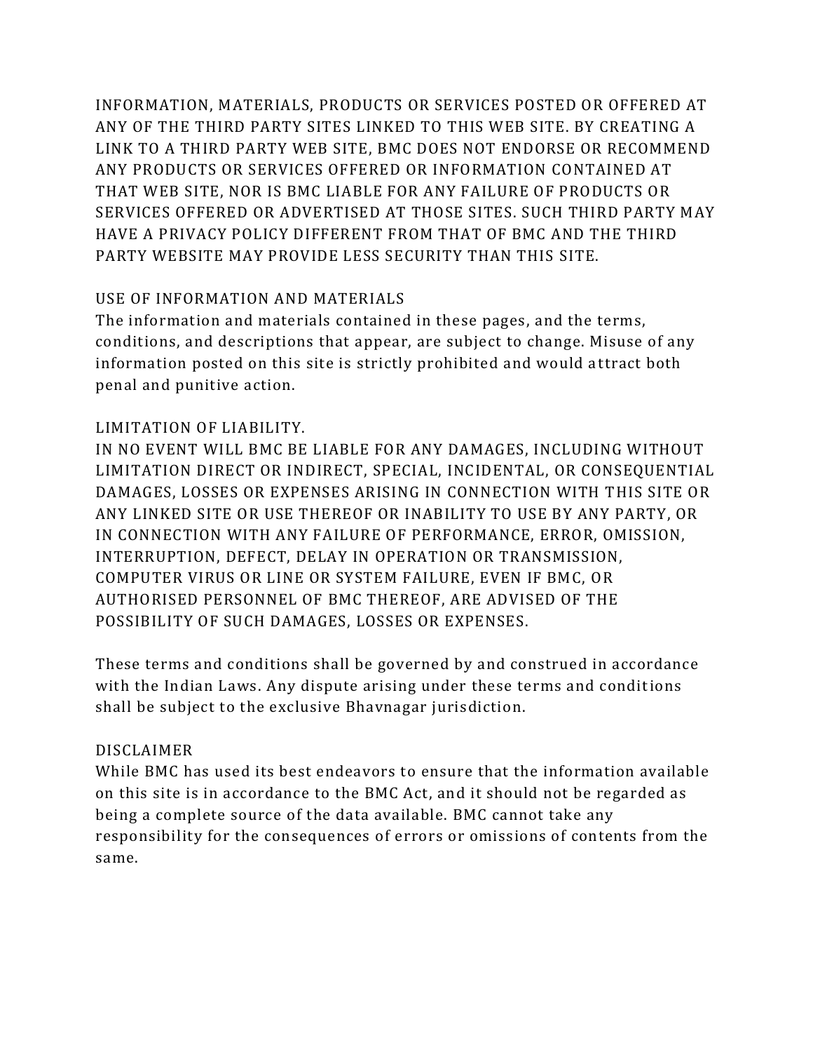INFORMATION, MATERIALS, PRODUCTS OR SERVICES POSTED OR OFFERED AT ANY OF THE THIRD PARTY SITES LINKED TO THIS WEB SITE. BY CREATING A LINK TO A THIRD PARTY WEB SITE, BMC DOES NOT ENDORSE OR RECOMMEND ANY PRODUCTS OR SERVICES OFFERED OR INFORMATION CONTAINED AT THAT WEB SITE, NOR IS BMC LIABLE FOR ANY FAILURE OF PRODUCTS OR SERVICES OFFERED OR ADVERTISED AT THOSE SITES. SUCH THIRD PARTY MAY HAVE A PRIVACY POLICY DIFFERENT FROM THAT OF BMC AND THE THIRD PARTY WEBSITE MAY PROVIDE LESS SECURITY THAN THIS SITE.

## USE OF INFORMATION AND MATERIALS

The information and materials contained in these pages, and the terms, conditions, and descriptions that appear, are subject to change. Misuse of any information posted on this site is strictly prohibited and would attract both penal and punitive action.

## LIMITATION OF LIABILITY.

IN NO EVENT WILL BMC BE LIABLE FOR ANY DAMAGES, INCLUDING WITHOUT LIMITATION DIRECT OR INDIRECT, SPECIAL, INCIDENTAL, OR CONSEQUENTIAL DAMAGES, LOSSES OR EXPENSES ARISING IN CONNECTION WITH THIS SITE OR ANY LINKED SITE OR USE THEREOF OR INABILITY TO USE BY ANY PARTY, OR IN CONNECTION WITH ANY FAILURE OF PERFORMANCE, ERROR, OMISSION, INTERRUPTION, DEFECT, DELAY IN OPERATION OR TRANSMISSION, COMPUTER VIRUS OR LINE OR SYSTEM FAILURE, EVEN IF BMC, OR AUTHORISED PERSONNEL OF BMC THEREOF, ARE ADVISED OF THE POSSIBILITY OF SUCH DAMAGES, LOSSES OR EXPENSES.

These terms and conditions shall be governed by and construed in accordance with the Indian Laws. Any dispute arising under these terms and conditions shall be subject to the exclusive Bhavnagar jurisdiction.

## DISCLAIMER

While BMC has used its best endeavors to ensure that the information available on this site is in accordance to the BMC Act, and it should not be regarded as being a complete source of the data available. BMC cannot take any responsibility for the consequences of errors or omissions of contents from the same.